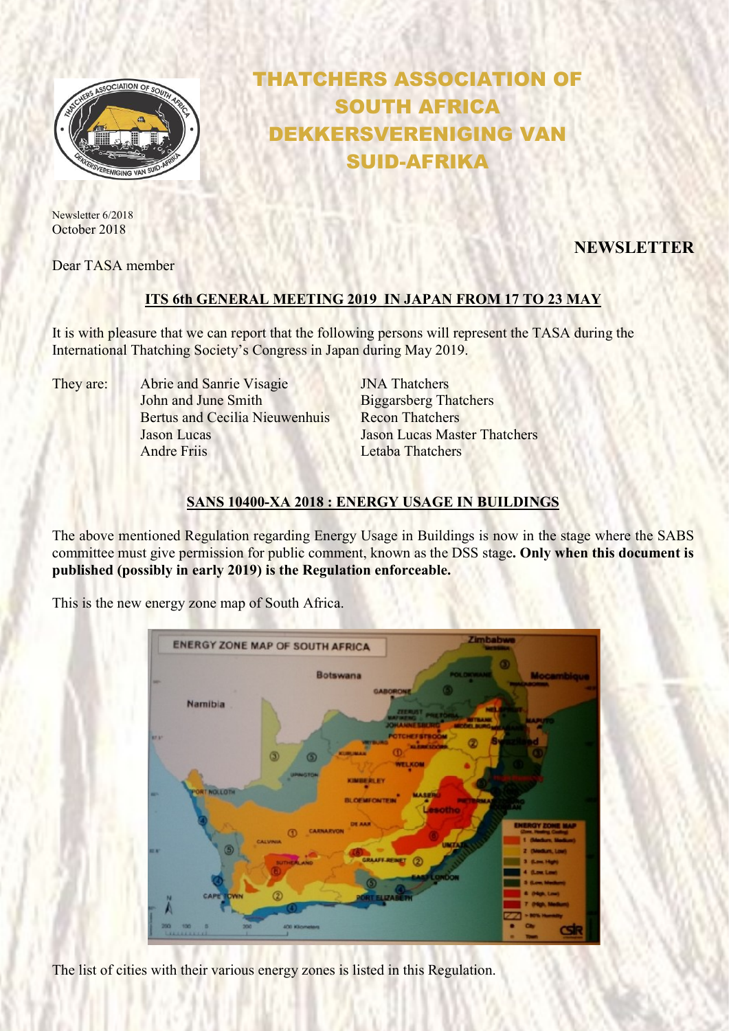# THATCHERS ASSOCIATION OF SOUTH AFRICA
# DEKKERSVERENIGING VAN SUID-AFRIKA

Newsletter 6/2018
October 2018

## NEWSLETTER

Dear TASA member

### ITS 6th GENERAL MEETING 2019 IN JAPAN FROM 17 TO 23 MAY

It is with pleasure that we can report that the following persons will represent the TASA during the International Thatching Society's Congress in Japan during May 2019.

They are:

| | |
|---|---|
| Abrie and Sanrie Visagie | JNA Thatchers |
| John and June Smith | Biggarsberg Thatchers |
| Bertus and Cecilia Nieuwenhuis | Recon Thatchers |
| Jason Lucas | Jason Lucas Master Thatchers |
| Andre Friis | Letaba Thatchers |

### SANS 10400-XA 2018 : ENERGY USAGE IN BUILDINGS

The above mentioned Regulation regarding Energy Usage in Buildings is now in the stage where the SABS committee must give permission for public comment, known as the DSS stage**. Only when this document is published (possibly in early 2019) is the Regulation enforceable.**

This is the new energy zone map of South Africa.

The list of cities with their various energy zones is listed in this Regulation.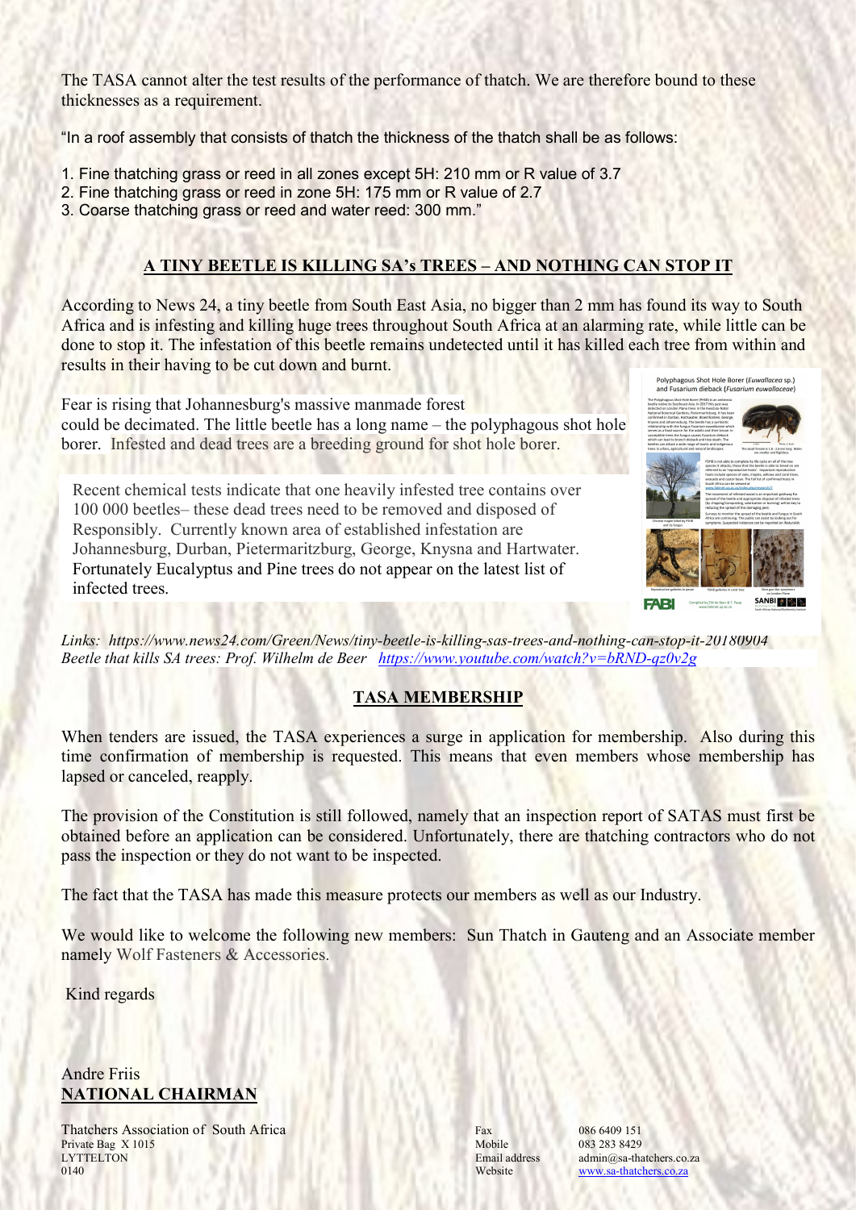The TASA cannot alter the test results of the performance of thatch. We are therefore bound to these thicknesses as a requirement.

"In a roof assembly that consists of thatch the thickness of the thatch shall be as follows:

1. Fine thatching grass or reed in all zones except 5H: 210 mm or R value of 3.7
2. Fine thatching grass or reed in zone 5H: 175 mm or R value of 2.7
3. Coarse thatching grass or reed and water reed: 300 mm."

## A TINY BEETLE IS KILLING SA's TREES – AND NOTHING CAN STOP IT

According to News 24, a tiny beetle from South East Asia, no bigger than 2 mm has found its way to South Africa and is infesting and killing huge trees throughout South Africa at an alarming rate, while little can be done to stop it. The infestation of this beetle remains undetected until it has killed each tree from within and results in their having to be cut down and burnt.

Fear is rising that Johannesburg's massive manmade forest could be decimated. The little beetle has a long name – the polyphagous shot hole borer. Infested and dead trees are a breeding ground for shot hole borer.

Recent chemical tests indicate that one heavily infested tree contains over 100 000 beetles– these dead trees need to be removed and disposed of Responsibly. Currently known area of established infestation are Johannesburg, Durban, Pietermaritzburg, George, Knysna and Hartwater. Fortunately Eucalyptus and Pine trees do not appear on the latest list of infected trees.

*Links: https://www.news24.com/Green/News/tiny-beetle-is-killing-sas-trees-and-nothing-can-stop-it-20180904*
*Beetle that kills SA trees: Prof. Wilhelm de Beer https://www.youtube.com/watch?v=bRND-qz0v2g*

## TASA MEMBERSHIP

When tenders are issued, the TASA experiences a surge in application for membership. Also during this time confirmation of membership is requested. This means that even members whose membership has lapsed or canceled, reapply.

The provision of the Constitution is still followed, namely that an inspection report of SATAS must first be obtained before an application can be considered. Unfortunately, there are thatching contractors who do not pass the inspection or they do not want to be inspected.

The fact that the TASA has made this measure protects our members as well as our Industry.

We would like to welcome the following new members: Sun Thatch in Gauteng and an Associate member namely Wolf Fasteners & Accessories.

Kind regards

Andre Friis
**NATIONAL CHAIRMAN**

Thatchers Association of South Africa
Private Bag X 1015
LYTTELTON
0140

Fax 086 6409 151
Mobile 083 283 8429
Email address admin@sa-thatchers.co.za
Website www.sa-thatchers.co.za